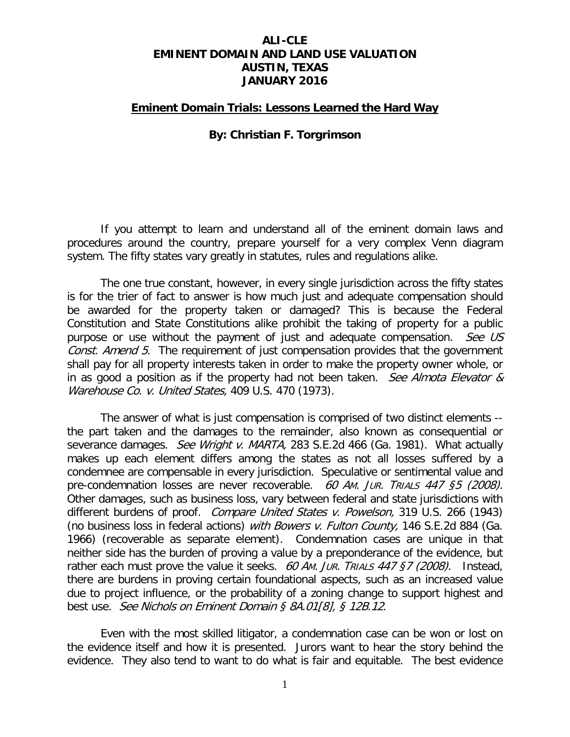**ALI-CLE**
**EMINENT DOMAIN AND LAND USE VALUATION**
**AUSTIN, TEXAS**
**JANUARY 2016**

# Eminent Domain Trials: Lessons Learned the Hard Way

**By: Christian F. Torgrimson**

If you attempt to learn and understand all of the eminent domain laws and procedures around the country, prepare yourself for a very complex Venn diagram system. The fifty states vary greatly in statutes, rules and regulations alike.

The one true constant, however, in every single jurisdiction across the fifty states is for the trier of fact to answer is how much just and adequate compensation should be awarded for the property taken or damaged? This is because the Federal Constitution and State Constitutions alike prohibit the taking of property for a public purpose or use without the payment of just and adequate compensation. *See US Const. Amend 5.* The requirement of just compensation provides that the government shall pay for all property interests taken in order to make the property owner whole, or in as good a position as if the property had not been taken. *See Almota Elevator & Warehouse Co. v. United States,* 409 U.S. 470 (1973).

The answer of what is just compensation is comprised of two distinct elements -- the part taken and the damages to the remainder, also known as consequential or severance damages. *See Wright v. MARTA,* 283 S.E.2d 466 (Ga. 1981). What actually makes up each element differs among the states as not all losses suffered by a condemnee are compensable in every jurisdiction. Speculative or sentimental value and pre-condemnation losses are never recoverable. *60 AM. JUR. TRIALS 447 §5 (2008).* Other damages, such as business loss, vary between federal and state jurisdictions with different burdens of proof. *Compare United States v. Powelson,* 319 U.S. 266 (1943) (no business loss in federal actions) *with Bowers v. Fulton County,* 146 S.E.2d 884 (Ga. 1966) (recoverable as separate element). Condemnation cases are unique in that neither side has the burden of proving a value by a preponderance of the evidence, but rather each must prove the value it seeks. *60 AM. JUR. TRIALS 447 §7 (2008).* Instead, there are burdens in proving certain foundational aspects, such as an increased value due to project influence, or the probability of a zoning change to support highest and best use. *See Nichols on Eminent Domain § 8A.01[8], § 12B.12*.

Even with the most skilled litigator, a condemnation case can be won or lost on the evidence itself and how it is presented. Jurors want to hear the story behind the evidence. They also tend to want to do what is fair and equitable. The best evidence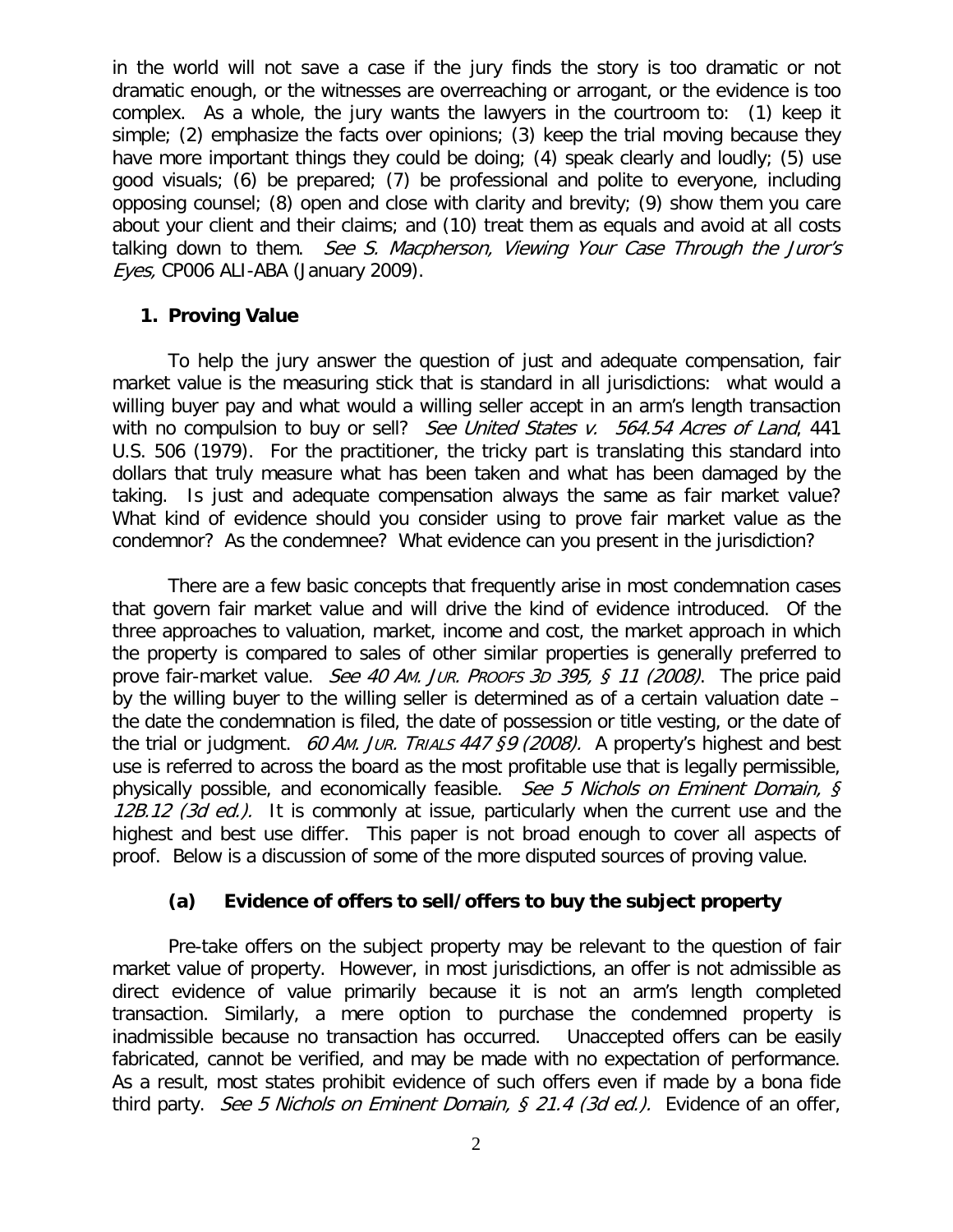in the world will not save a case if the jury finds the story is too dramatic or not dramatic enough, or the witnesses are overreaching or arrogant, or the evidence is too complex. As a whole, the jury wants the lawyers in the courtroom to: (1) keep it simple; (2) emphasize the facts over opinions; (3) keep the trial moving because they have more important things they could be doing; (4) speak clearly and loudly; (5) use good visuals; (6) be prepared; (7) be professional and polite to everyone, including opposing counsel; (8) open and close with clarity and brevity; (9) show them you care about your client and their claims; and (10) treat them as equals and avoid at all costs talking down to them. *See S. Macpherson, Viewing Your Case Through the Juror's Eyes,* CP006 ALI-ABA (January 2009).

### 1. Proving Value

To help the jury answer the question of just and adequate compensation, fair market value is the measuring stick that is standard in all jurisdictions: what would a willing buyer pay and what would a willing seller accept in an arm's length transaction with no compulsion to buy or sell? *See United States v. 564.54 Acres of Land*, 441 U.S. 506 (1979). For the practitioner, the tricky part is translating this standard into dollars that truly measure what has been taken and what has been damaged by the taking. Is just and adequate compensation always the same as fair market value? What kind of evidence should you consider using to prove fair market value as the condemnor? As the condemnee? What evidence can you present in the jurisdiction?

There are a few basic concepts that frequently arise in most condemnation cases that govern fair market value and will drive the kind of evidence introduced. Of the three approaches to valuation, market, income and cost, the market approach in which the property is compared to sales of other similar properties is generally preferred to prove fair-market value. *See 40 AM. JUR. PROOFS 3D 395, § 11 (2008)*. The price paid by the willing buyer to the willing seller is determined as of a certain valuation date – the date the condemnation is filed, the date of possession or title vesting, or the date of the trial or judgment. *60 AM. JUR. TRIALS 447 §9 (2008).* A property's highest and best use is referred to across the board as the most profitable use that is legally permissible, physically possible, and economically feasible. *See 5 Nichols on Eminent Domain, § 12B.12 (3d ed.).* It is commonly at issue, particularly when the current use and the highest and best use differ. This paper is not broad enough to cover all aspects of proof. Below is a discussion of some of the more disputed sources of proving value.

#### (a) Evidence of offers to sell/offers to buy the subject property

Pre-take offers on the subject property may be relevant to the question of fair market value of property. However, in most jurisdictions, an offer is not admissible as direct evidence of value primarily because it is not an arm's length completed transaction. Similarly, a mere option to purchase the condemned property is inadmissible because no transaction has occurred. Unaccepted offers can be easily fabricated, cannot be verified, and may be made with no expectation of performance. As a result, most states prohibit evidence of such offers even if made by a bona fide third party. *See 5 Nichols on Eminent Domain, § 21.4 (3d ed.).* Evidence of an offer,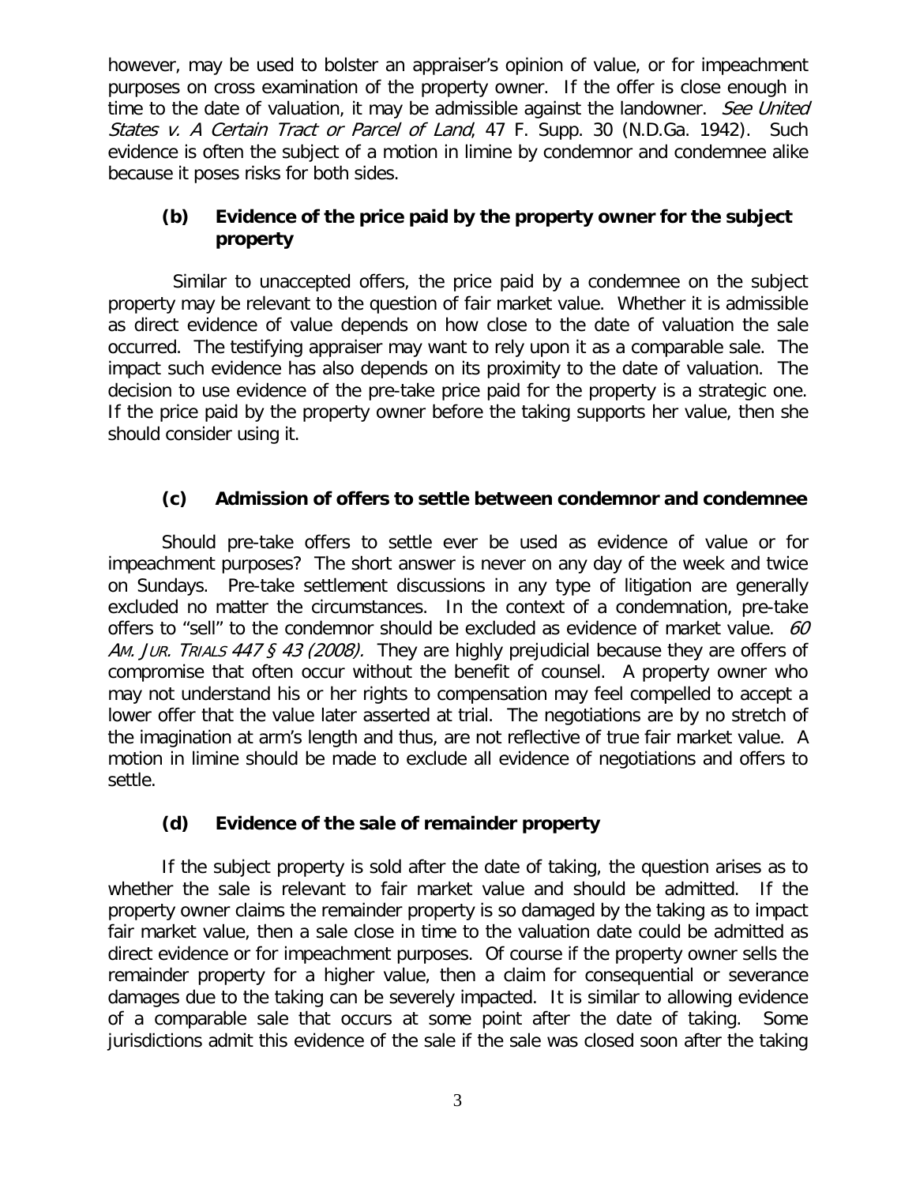however, may be used to bolster an appraiser's opinion of value, or for impeachment purposes on cross examination of the property owner. If the offer is close enough in time to the date of valuation, it may be admissible against the landowner. *See United States v. A Certain Tract or Parcel of Land*, 47 F. Supp. 30 (N.D.Ga. 1942). Such evidence is often the subject of a motion in limine by condemnor and condemnee alike because it poses risks for both sides.

### (b) Evidence of the price paid by the property owner for the subject property

Similar to unaccepted offers, the price paid by a condemnee on the subject property may be relevant to the question of fair market value. Whether it is admissible as direct evidence of value depends on how close to the date of valuation the sale occurred. The testifying appraiser may want to rely upon it as a comparable sale. The impact such evidence has also depends on its proximity to the date of valuation. The decision to use evidence of the pre-take price paid for the property is a strategic one. If the price paid by the property owner before the taking supports her value, then she should consider using it.

### (c) Admission of offers to settle between condemnor and condemnee

Should pre-take offers to settle ever be used as evidence of value or for impeachment purposes? The short answer is never on any day of the week and twice on Sundays. Pre-take settlement discussions in any type of litigation are generally excluded no matter the circumstances. In the context of a condemnation, pre-take offers to "sell" to the condemnor should be excluded as evidence of market value. *60 AM. JUR. TRIALS 447 § 43 (2008).* They are highly prejudicial because they are offers of compromise that often occur without the benefit of counsel. A property owner who may not understand his or her rights to compensation may feel compelled to accept a lower offer that the value later asserted at trial. The negotiations are by no stretch of the imagination at arm's length and thus, are not reflective of true fair market value. A motion in limine should be made to exclude all evidence of negotiations and offers to settle.

### (d) Evidence of the sale of remainder property

If the subject property is sold after the date of taking, the question arises as to whether the sale is relevant to fair market value and should be admitted. If the property owner claims the remainder property is so damaged by the taking as to impact fair market value, then a sale close in time to the valuation date could be admitted as direct evidence or for impeachment purposes. Of course if the property owner sells the remainder property for a higher value, then a claim for consequential or severance damages due to the taking can be severely impacted. It is similar to allowing evidence of a comparable sale that occurs at some point after the date of taking. Some jurisdictions admit this evidence of the sale if the sale was closed soon after the taking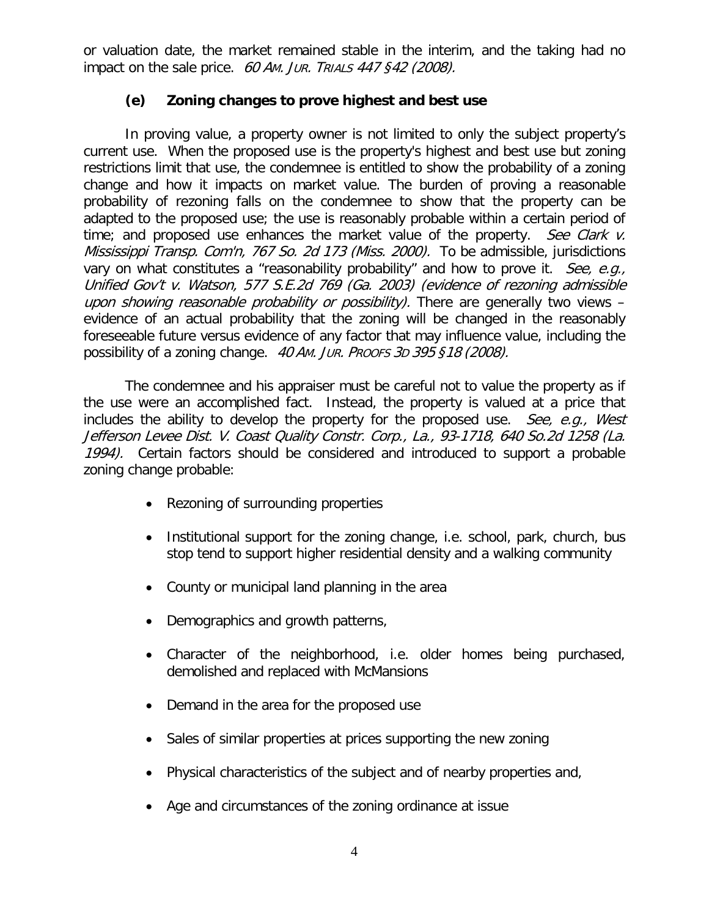or valuation date, the market remained stable in the interim, and the taking had no impact on the sale price. *60 AM. JUR. TRIALS 447 §42 (2008).*

### (e) Zoning changes to prove highest and best use

In proving value, a property owner is not limited to only the subject property's current use. When the proposed use is the property's highest and best use but zoning restrictions limit that use, the condemnee is entitled to show the probability of a zoning change and how it impacts on market value. The burden of proving a reasonable probability of rezoning falls on the condemnee to show that the property can be adapted to the proposed use; the use is reasonably probable within a certain period of time; and proposed use enhances the market value of the property. *See Clark v. Mississippi Transp. Com'n, 767 So. 2d 173 (Miss. 2000).* To be admissible, jurisdictions vary on what constitutes a "reasonability probability" and how to prove it. *See, e.g., Unified Gov't v. Watson, 577 S.E.2d 769 (Ga. 2003) (evidence of rezoning admissible upon showing reasonable probability or possibility).* There are generally two views – evidence of an actual probability that the zoning will be changed in the reasonably foreseeable future versus evidence of any factor that may influence value, including the possibility of a zoning change. *40 AM. JUR. PROOFS 3D 395 §18 (2008).*

The condemnee and his appraiser must be careful not to value the property as if the use were an accomplished fact. Instead, the property is valued at a price that includes the ability to develop the property for the proposed use. *See, e.g., West Jefferson Levee Dist. V. Coast Quality Constr. Corp., La., 93-1718, 640 So.2d 1258 (La. 1994).* Certain factors should be considered and introduced to support a probable zoning change probable:

- Rezoning of surrounding properties
- Institutional support for the zoning change, i.e. school, park, church, bus stop tend to support higher residential density and a walking community
- County or municipal land planning in the area
- Demographics and growth patterns,
- Character of the neighborhood, i.e. older homes being purchased, demolished and replaced with McMansions
- Demand in the area for the proposed use
- Sales of similar properties at prices supporting the new zoning
- Physical characteristics of the subject and of nearby properties and,
- Age and circumstances of the zoning ordinance at issue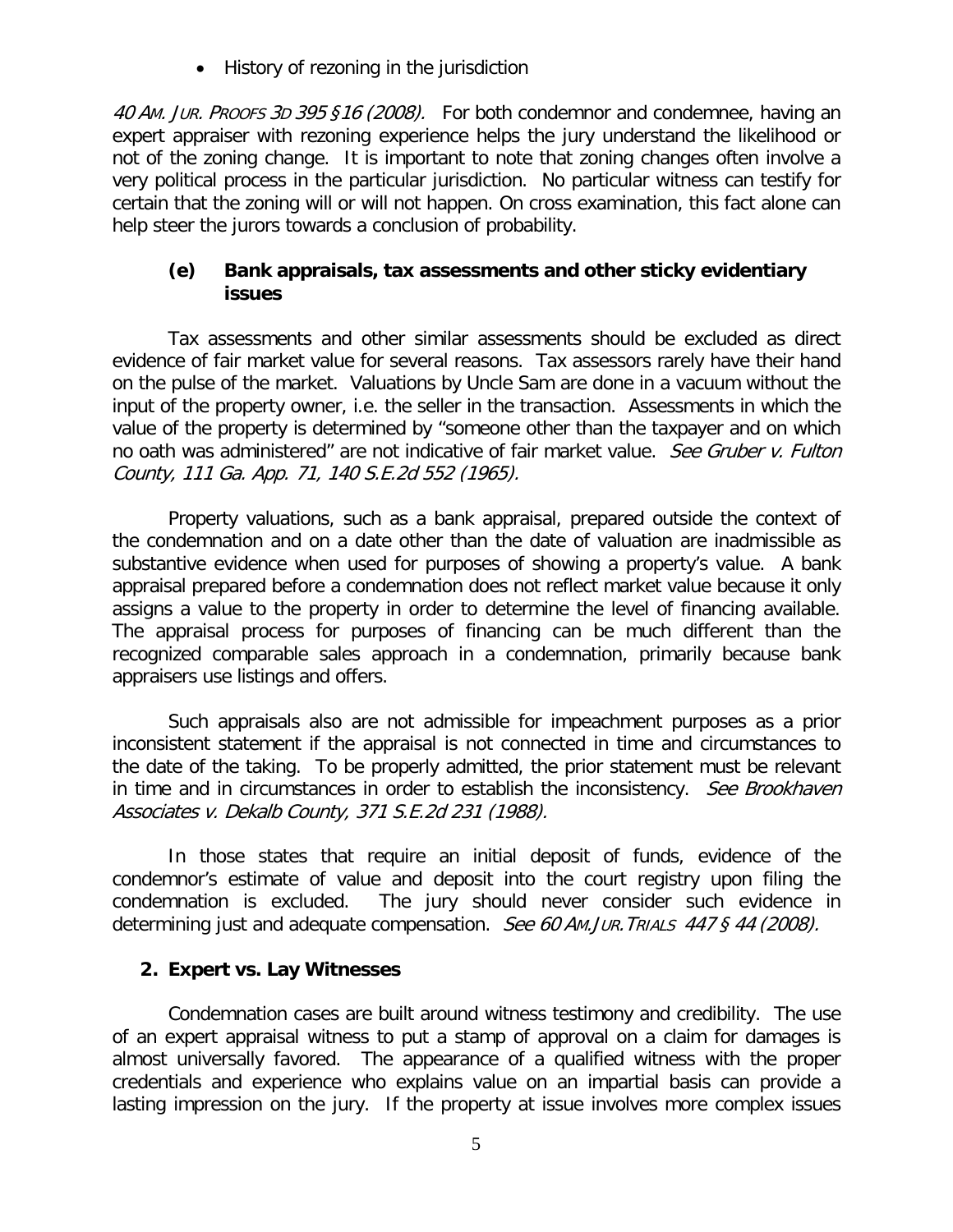- History of rezoning in the jurisdiction

*40 AM. JUR. PROOFS 3D 395 §16 (2008).* For both condemnor and condemnee, having an expert appraiser with rezoning experience helps the jury understand the likelihood or not of the zoning change. It is important to note that zoning changes often involve a very political process in the particular jurisdiction. No particular witness can testify for certain that the zoning will or will not happen. On cross examination, this fact alone can help steer the jurors towards a conclusion of probability.

### (e) Bank appraisals, tax assessments and other sticky evidentiary issues

Tax assessments and other similar assessments should be excluded as direct evidence of fair market value for several reasons. Tax assessors rarely have their hand on the pulse of the market. Valuations by Uncle Sam are done in a vacuum without the input of the property owner, i.e. the seller in the transaction. Assessments in which the value of the property is determined by "someone other than the taxpayer and on which no oath was administered" are not indicative of fair market value. *See Gruber v. Fulton County, 111 Ga. App. 71, 140 S.E.2d 552 (1965).*

Property valuations, such as a bank appraisal, prepared outside the context of the condemnation and on a date other than the date of valuation are inadmissible as substantive evidence when used for purposes of showing a property's value. A bank appraisal prepared before a condemnation does not reflect market value because it only assigns a value to the property in order to determine the level of financing available. The appraisal process for purposes of financing can be much different than the recognized comparable sales approach in a condemnation, primarily because bank appraisers use listings and offers.

Such appraisals also are not admissible for impeachment purposes as a prior inconsistent statement if the appraisal is not connected in time and circumstances to the date of the taking. To be properly admitted, the prior statement must be relevant in time and in circumstances in order to establish the inconsistency. *See Brookhaven Associates v. Dekalb County, 371 S.E.2d 231 (1988).*

In those states that require an initial deposit of funds, evidence of the condemnor's estimate of value and deposit into the court registry upon filing the condemnation is excluded. The jury should never consider such evidence in determining just and adequate compensation. *See 60 AM.JUR.TRIALS 447 § 44 (2008).*

## 2. Expert vs. Lay Witnesses

Condemnation cases are built around witness testimony and credibility. The use of an expert appraisal witness to put a stamp of approval on a claim for damages is almost universally favored. The appearance of a qualified witness with the proper credentials and experience who explains value on an impartial basis can provide a lasting impression on the jury. If the property at issue involves more complex issues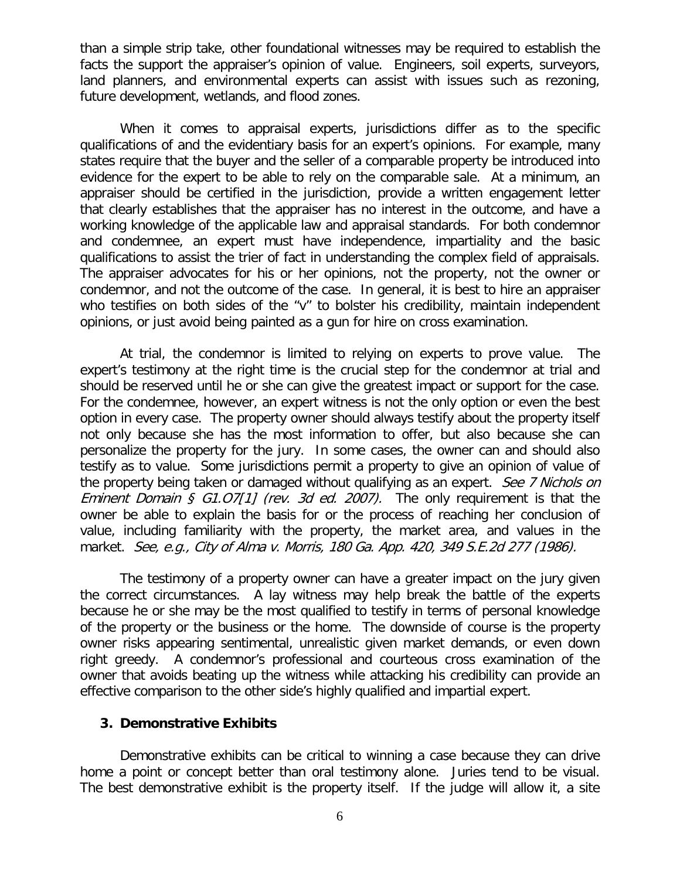than a simple strip take, other foundational witnesses may be required to establish the facts the support the appraiser's opinion of value. Engineers, soil experts, surveyors, land planners, and environmental experts can assist with issues such as rezoning, future development, wetlands, and flood zones.

When it comes to appraisal experts, jurisdictions differ as to the specific qualifications of and the evidentiary basis for an expert's opinions. For example, many states require that the buyer and the seller of a comparable property be introduced into evidence for the expert to be able to rely on the comparable sale. At a minimum, an appraiser should be certified in the jurisdiction, provide a written engagement letter that clearly establishes that the appraiser has no interest in the outcome, and have a working knowledge of the applicable law and appraisal standards. For both condemnor and condemnee, an expert must have independence, impartiality and the basic qualifications to assist the trier of fact in understanding the complex field of appraisals. The appraiser advocates for his or her opinions, not the property, not the owner or condemnor, and not the outcome of the case. In general, it is best to hire an appraiser who testifies on both sides of the "v" to bolster his credibility, maintain independent opinions, or just avoid being painted as a gun for hire on cross examination.

At trial, the condemnor is limited to relying on experts to prove value. The expert's testimony at the right time is the crucial step for the condemnor at trial and should be reserved until he or she can give the greatest impact or support for the case. For the condemnee, however, an expert witness is not the only option or even the best option in every case. The property owner should always testify about the property itself not only because she has the most information to offer, but also because she can personalize the property for the jury. In some cases, the owner can and should also testify as to value. Some jurisdictions permit a property to give an opinion of value of the property being taken or damaged without qualifying as an expert. *See 7 Nichols on Eminent Domain § G1.O7[1] (rev. 3d ed. 2007).* The only requirement is that the owner be able to explain the basis for or the process of reaching her conclusion of value, including familiarity with the property, the market area, and values in the market. *See, e.g., City of Alma v. Morris, 180 Ga. App. 420, 349 S.E.2d 277 (1986).*

The testimony of a property owner can have a greater impact on the jury given the correct circumstances. A lay witness may help break the battle of the experts because he or she may be the most qualified to testify in terms of personal knowledge of the property or the business or the home. The downside of course is the property owner risks appearing sentimental, unrealistic given market demands, or even down right greedy. A condemnor's professional and courteous cross examination of the owner that avoids beating up the witness while attacking his credibility can provide an effective comparison to the other side's highly qualified and impartial expert.

### 3. Demonstrative Exhibits

Demonstrative exhibits can be critical to winning a case because they can drive home a point or concept better than oral testimony alone. Juries tend to be visual. The best demonstrative exhibit is the property itself. If the judge will allow it, a site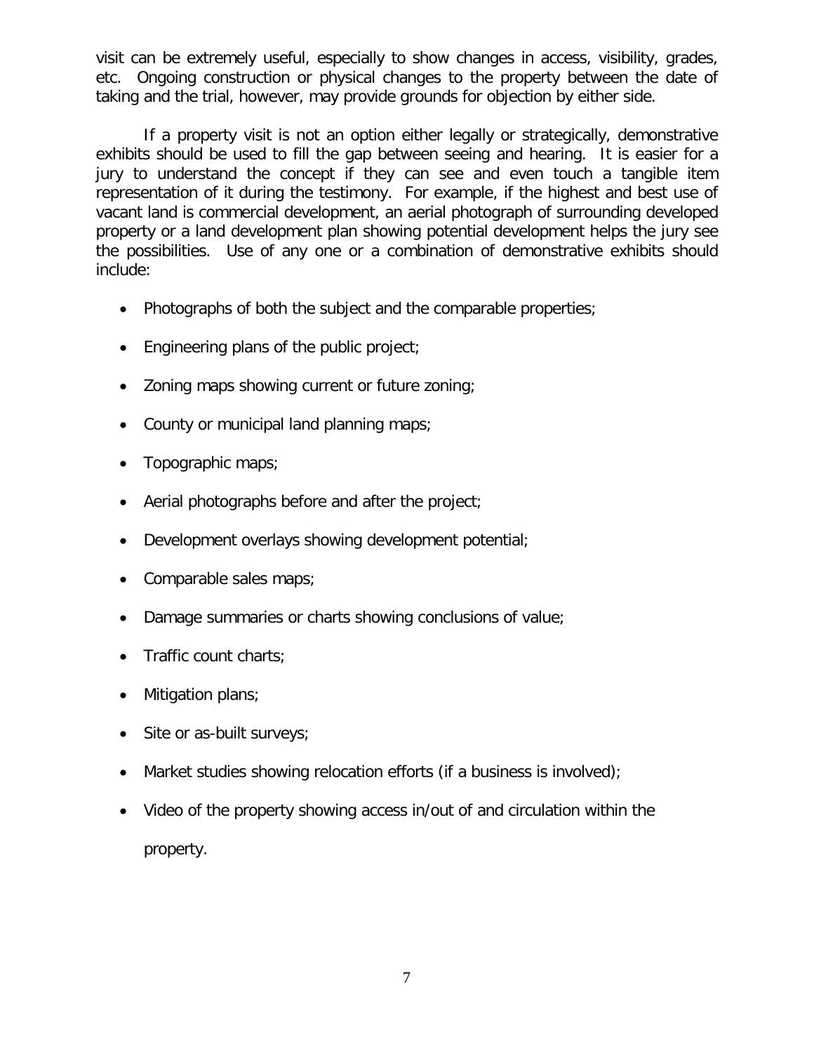visit can be extremely useful, especially to show changes in access, visibility, grades, etc. Ongoing construction or physical changes to the property between the date of taking and the trial, however, may provide grounds for objection by either side.

If a property visit is not an option either legally or strategically, demonstrative exhibits should be used to fill the gap between seeing and hearing. It is easier for a jury to understand the concept if they can see and even touch a tangible item representation of it during the testimony. For example, if the highest and best use of vacant land is commercial development, an aerial photograph of surrounding developed property or a land development plan showing potential development helps the jury see the possibilities. Use of any one or a combination of demonstrative exhibits should include:

- Photographs of both the subject and the comparable properties;
- Engineering plans of the public project;
- Zoning maps showing current or future zoning;
- County or municipal land planning maps;
- Topographic maps;
- Aerial photographs before and after the project;
- Development overlays showing development potential;
- Comparable sales maps;
- Damage summaries or charts showing conclusions of value;
- Traffic count charts;
- Mitigation plans;
- Site or as-built surveys;
- Market studies showing relocation efforts (if a business is involved);
- Video of the property showing access in/out of and circulation within the property.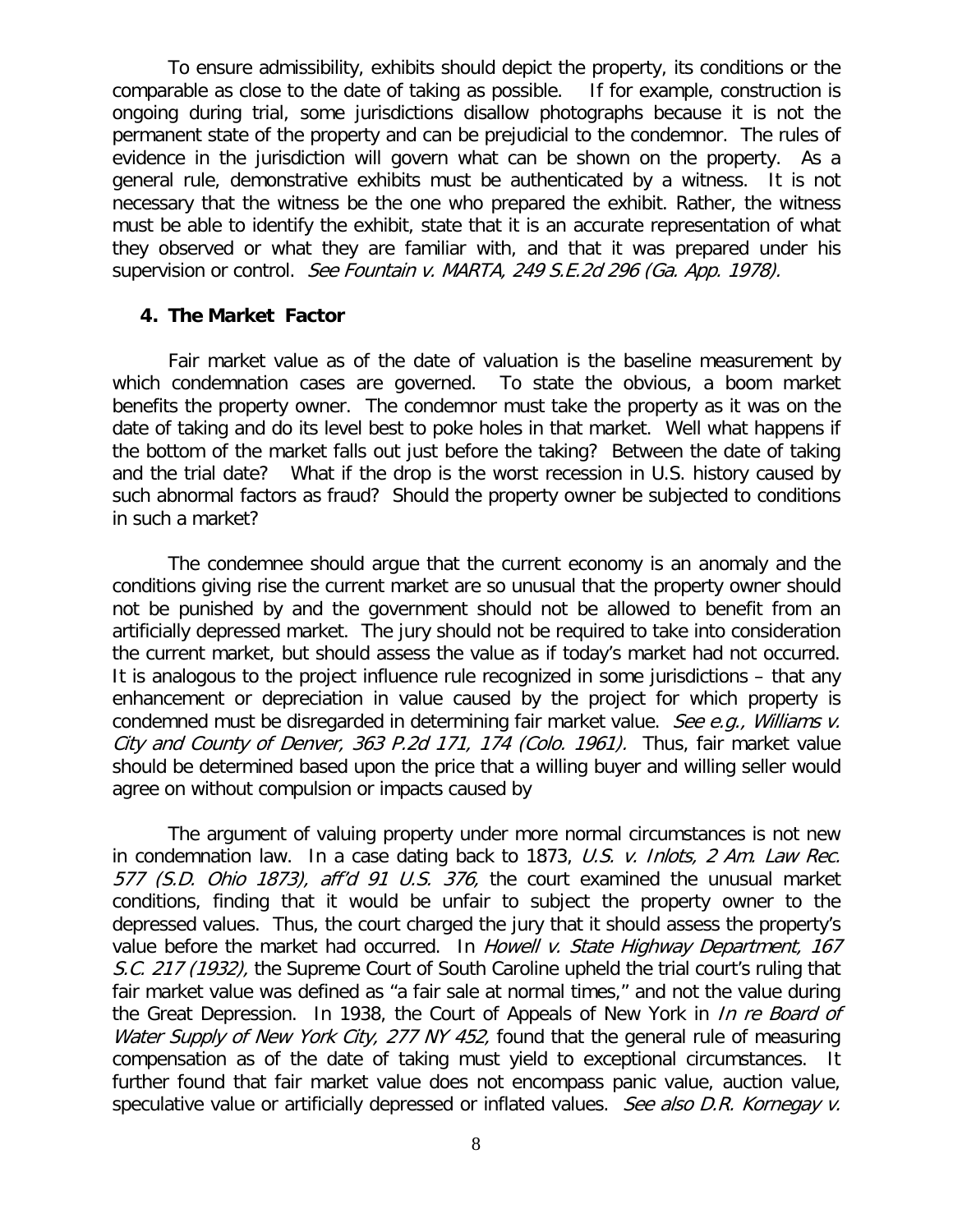To ensure admissibility, exhibits should depict the property, its conditions or the comparable as close to the date of taking as possible. If for example, construction is ongoing during trial, some jurisdictions disallow photographs because it is not the permanent state of the property and can be prejudicial to the condemnor. The rules of evidence in the jurisdiction will govern what can be shown on the property. As a general rule, demonstrative exhibits must be authenticated by a witness. It is not necessary that the witness be the one who prepared the exhibit. Rather, the witness must be able to identify the exhibit, state that it is an accurate representation of what they observed or what they are familiar with, and that it was prepared under his supervision or control. *See Fountain v. MARTA, 249 S.E.2d 296 (Ga. App. 1978).*

### 4. The Market Factor

Fair market value as of the date of valuation is the baseline measurement by which condemnation cases are governed. To state the obvious, a boom market benefits the property owner. The condemnor must take the property as it was on the date of taking and do its level best to poke holes in that market. Well what happens if the bottom of the market falls out just before the taking? Between the date of taking and the trial date? What if the drop is the worst recession in U.S. history caused by such abnormal factors as fraud? Should the property owner be subjected to conditions in such a market?

The condemnee should argue that the current economy is an anomaly and the conditions giving rise the current market are so unusual that the property owner should not be punished by and the government should not be allowed to benefit from an artificially depressed market. The jury should not be required to take into consideration the current market, but should assess the value as if today's market had not occurred. It is analogous to the project influence rule recognized in some jurisdictions – that any enhancement or depreciation in value caused by the project for which property is condemned must be disregarded in determining fair market value. *See e.g., Williams v. City and County of Denver, 363 P.2d 171, 174 (Colo. 1961).* Thus, fair market value should be determined based upon the price that a willing buyer and willing seller would agree on without compulsion or impacts caused by

The argument of valuing property under more normal circumstances is not new in condemnation law. In a case dating back to 1873, *U.S. v. Inlots, 2 Am. Law Rec. 577 (S.D. Ohio 1873), aff'd 91 U.S. 376,* the court examined the unusual market conditions, finding that it would be unfair to subject the property owner to the depressed values. Thus, the court charged the jury that it should assess the property's value before the market had occurred. In *Howell v. State Highway Department, 167 S.C. 217 (1932),* the Supreme Court of South Caroline upheld the trial court's ruling that fair market value was defined as "a fair sale at normal times," and not the value during the Great Depression. In 1938, the Court of Appeals of New York in *In re Board of Water Supply of New York City, 277 NY 452,* found that the general rule of measuring compensation as of the date of taking must yield to exceptional circumstances. It further found that fair market value does not encompass panic value, auction value, speculative value or artificially depressed or inflated values. *See also D.R. Kornegay v.*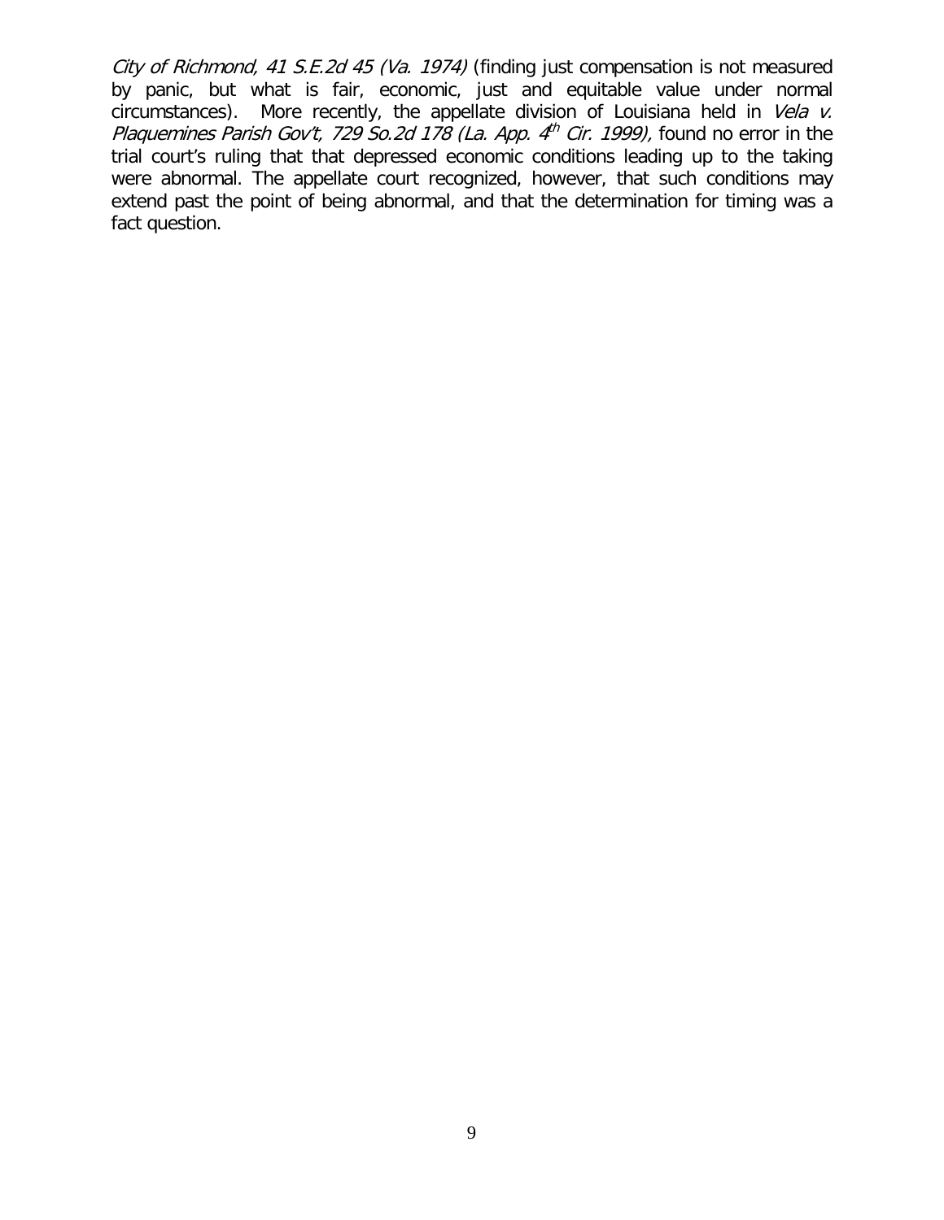*City of Richmond, 41 S.E.2d 45 (Va. 1974)* (finding just compensation is not measured by panic, but what is fair, economic, just and equitable value under normal circumstances). More recently, the appellate division of Louisiana held in *Vela v. Plaquemines Parish Gov't, 729 So.2d 178 (La. App. 4th Cir. 1999),* found no error in the trial court's ruling that that depressed economic conditions leading up to the taking were abnormal. The appellate court recognized, however, that such conditions may extend past the point of being abnormal, and that the determination for timing was a fact question.